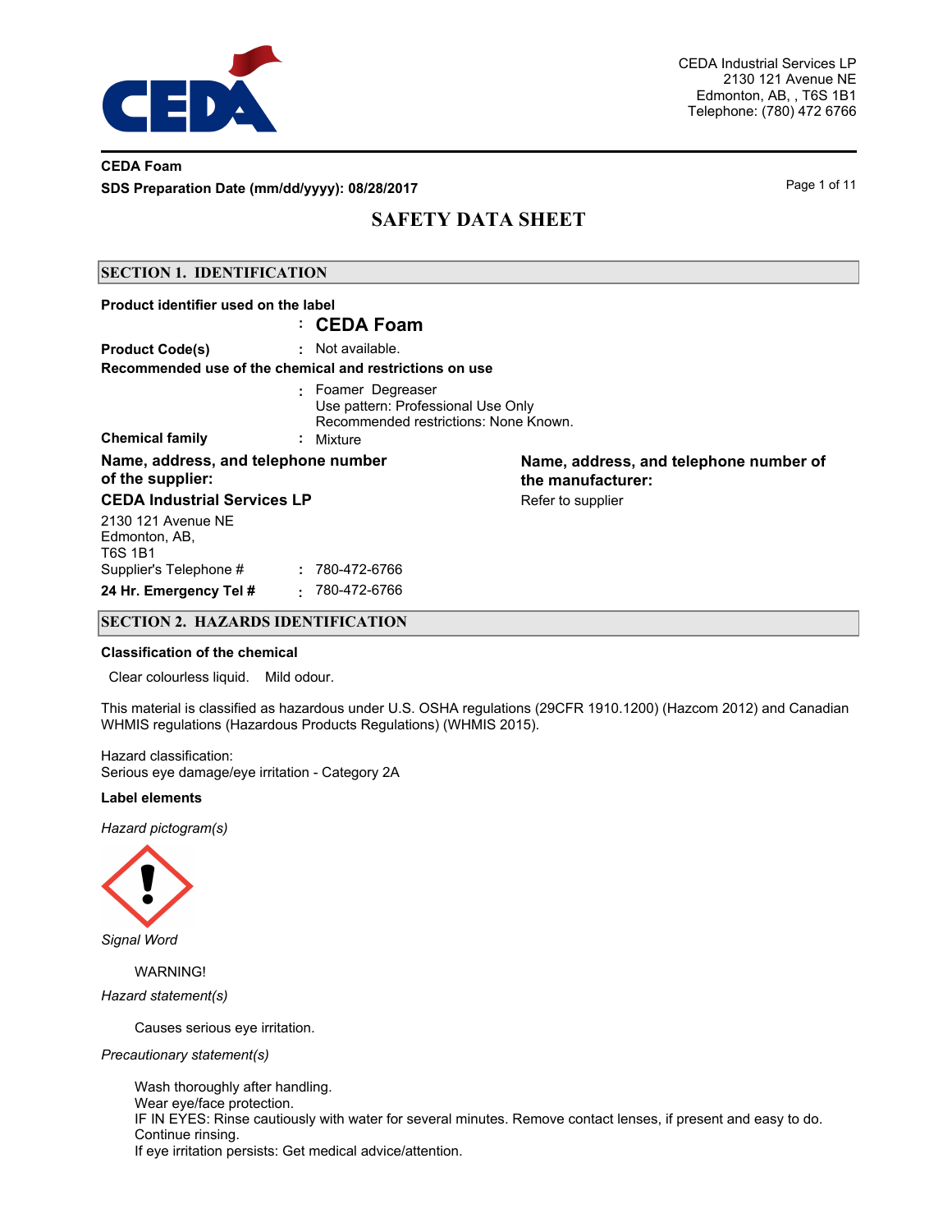CEDA Industrial Services LP
2130 121 Avenue NE
Edmonton, AB, , T6S 1B1
Telephone: (780) 472 6766

**CEDA Foam**
**SDS Preparation Date (mm/dd/yyyy): 08/28/2017**

# SAFETY DATA SHEET

## SECTION 1. IDENTIFICATION

**Product identifier used on the label**
: **CEDA Foam**

**Product Code(s)** : Not available.

**Recommended use of the chemical and restrictions on use**
: Foamer Degreaser
Use pattern: Professional Use Only
Recommended restrictions: None Known.

**Chemical family** : Mixture

**Name, address, and telephone number of the supplier:**

**CEDA Industrial Services LP**

2130 121 Avenue NE
Edmonton, AB,
T6S 1B1

Supplier's Telephone # : 780-472-6766

**24 Hr. Emergency Tel #** : 780-472-6766

**Name, address, and telephone number of the manufacturer:**

Refer to supplier

## SECTION 2. HAZARDS IDENTIFICATION

**Classification of the chemical**

Clear colourless liquid. Mild odour.

This material is classified as hazardous under U.S. OSHA regulations (29CFR 1910.1200) (Hazcom 2012) and Canadian WHMIS regulations (Hazardous Products Regulations) (WHMIS 2015).

Hazard classification:
Serious eye damage/eye irritation - Category 2A

**Label elements**

*Hazard pictogram(s)*

*Signal Word*

WARNING!

*Hazard statement(s)*

Causes serious eye irritation.

*Precautionary statement(s)*

Wash thoroughly after handling.
Wear eye/face protection.
IF IN EYES: Rinse cautiously with water for several minutes. Remove contact lenses, if present and easy to do. Continue rinsing.
If eye irritation persists: Get medical advice/attention.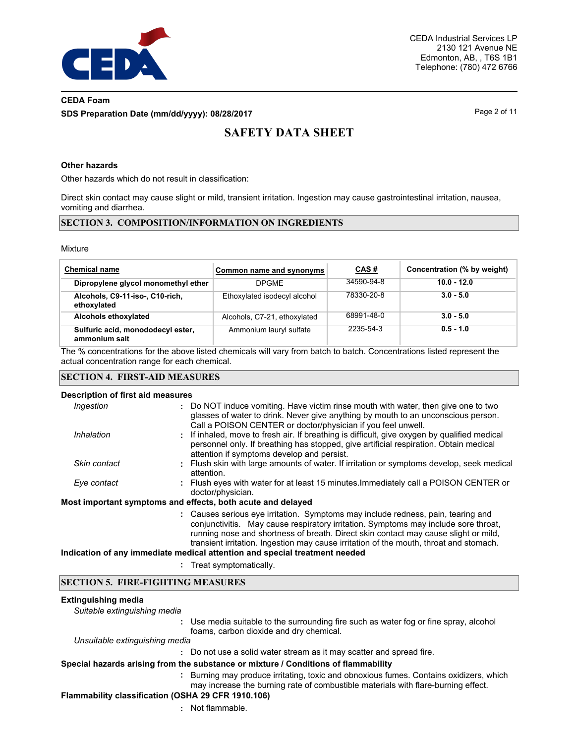### Other hazards

Other hazards which do not result in classification:

Direct skin contact may cause slight or mild, transient irritation. Ingestion may cause gastrointestinal irritation, nausea, vomiting and diarrhea.

## SECTION 3. COMPOSITION/INFORMATION ON INGREDIENTS

Mixture

| Chemical name | Common name and synonyms | CAS # | Concentration (% by weight) |
|---|---|---|---|
| **Dipropylene glycol monomethyl ether** | DPGME | 34590-94-8 | **10.0 - 12.0** |
| **Alcohols, C9-11-iso-, C10-rich, ethoxylated** | Ethoxylated isodecyl alcohol | 78330-20-8 | **3.0 - 5.0** |
| **Alcohols ethoxylated** | Alcohols, C7-21, ethoxylated | 68991-48-0 | **3.0 - 5.0** |
| **Sulfuric acid, monododecyl ester, ammonium salt** | Ammonium lauryl sulfate | 2235-54-3 | **0.5 - 1.0** |

The % concentrations for the above listed chemicals will vary from batch to batch. Concentrations listed represent the actual concentration range for each chemical.

## SECTION 4. FIRST-AID MEASURES

### Description of first aid measures

*Ingestion* : Do NOT induce vomiting. Have victim rinse mouth with water, then give one to two glasses of water to drink. Never give anything by mouth to an unconscious person. Call a POISON CENTER or doctor/physician if you feel unwell.

*Inhalation* : If inhaled, move to fresh air. If breathing is difficult, give oxygen by qualified medical personnel only. If breathing has stopped, give artificial respiration. Obtain medical attention if symptoms develop and persist.

*Skin contact* : Flush skin with large amounts of water. If irritation or symptoms develop, seek medical attention.

*Eye contact* : Flush eyes with water for at least 15 minutes.Immediately call a POISON CENTER or doctor/physician.

### Most important symptoms and effects, both acute and delayed

: Causes serious eye irritation. Symptoms may include redness, pain, tearing and conjunctivitis. May cause respiratory irritation. Symptoms may include sore throat, running nose and shortness of breath. Direct skin contact may cause slight or mild, transient irritation. Ingestion may cause irritation of the mouth, throat and stomach.

### Indication of any immediate medical attention and special treatment needed

: Treat symptomatically.

## SECTION 5. FIRE-FIGHTING MEASURES

### Extinguishing media

*Suitable extinguishing media*

: Use media suitable to the surrounding fire such as water fog or fine spray, alcohol foams, carbon dioxide and dry chemical.

*Unsuitable extinguishing media*

: Do not use a solid water stream as it may scatter and spread fire.

### Special hazards arising from the substance or mixture / Conditions of flammability

: Burning may produce irritating, toxic and obnoxious fumes. Contains oxidizers, which may increase the burning rate of combustible materials with flare-burning effect.

### Flammability classification (OSHA 29 CFR 1910.106)

: Not flammable.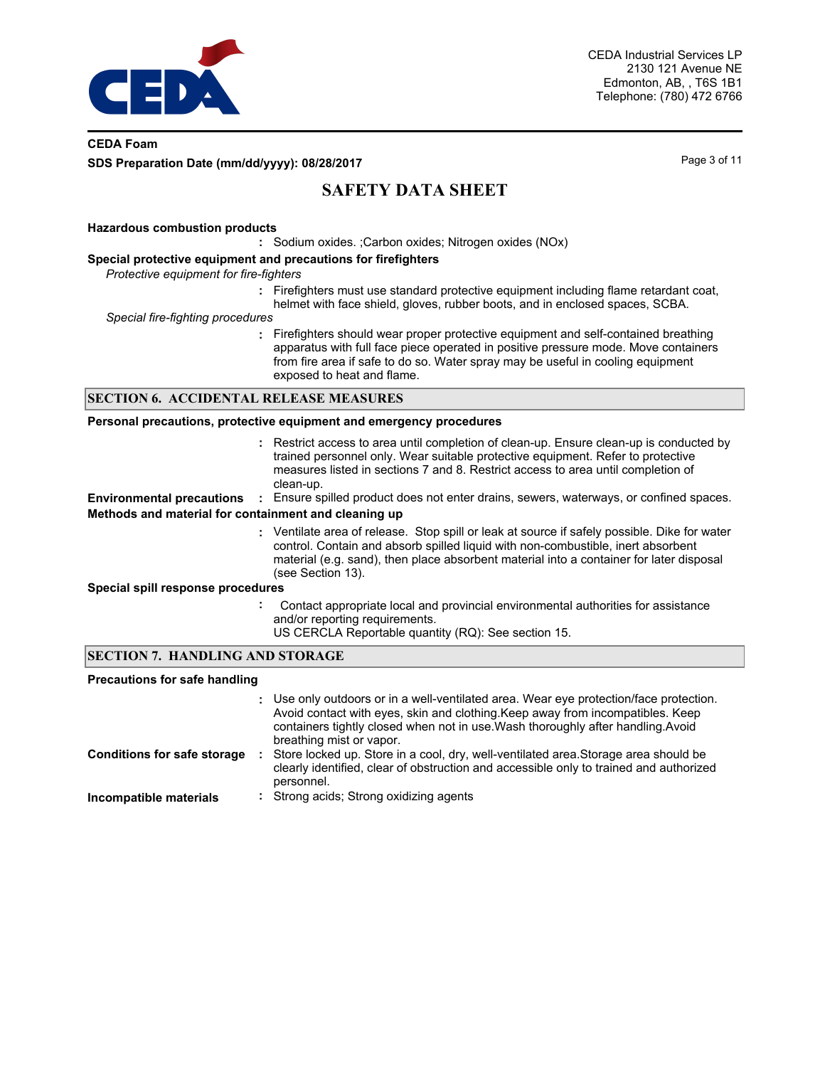**Hazardous combustion products**

: Sodium oxides. ;Carbon oxides; Nitrogen oxides (NOx)

**Special protective equipment and precautions for firefighters**

*Protective equipment for fire-fighters*

: Firefighters must use standard protective equipment including flame retardant coat, helmet with face shield, gloves, rubber boots, and in enclosed spaces, SCBA.

*Special fire-fighting procedures*

: Firefighters should wear proper protective equipment and self-contained breathing apparatus with full face piece operated in positive pressure mode. Move containers from fire area if safe to do so. Water spray may be useful in cooling equipment exposed to heat and flame.

## SECTION 6. ACCIDENTAL RELEASE MEASURES

**Personal precautions, protective equipment and emergency procedures**

: Restrict access to area until completion of clean-up. Ensure clean-up is conducted by trained personnel only. Wear suitable protective equipment. Refer to protective measures listed in sections 7 and 8. Restrict access to area until completion of clean-up.

**Environmental precautions** : Ensure spilled product does not enter drains, sewers, waterways, or confined spaces.

**Methods and material for containment and cleaning up**

: Ventilate area of release. Stop spill or leak at source if safely possible. Dike for water control. Contain and absorb spilled liquid with non-combustible, inert absorbent material (e.g. sand), then place absorbent material into a container for later disposal (see Section 13).

**Special spill response procedures**

: Contact appropriate local and provincial environmental authorities for assistance and/or reporting requirements.
US CERCLA Reportable quantity (RQ): See section 15.

## SECTION 7. HANDLING AND STORAGE

**Precautions for safe handling**

: Use only outdoors or in a well-ventilated area. Wear eye protection/face protection. Avoid contact with eyes, skin and clothing.Keep away from incompatibles. Keep containers tightly closed when not in use.Wash thoroughly after handling.Avoid breathing mist or vapor.

**Conditions for safe storage** : Store locked up. Store in a cool, dry, well-ventilated area.Storage area should be clearly identified, clear of obstruction and accessible only to trained and authorized personnel.

**Incompatible materials** : Strong acids; Strong oxidizing agents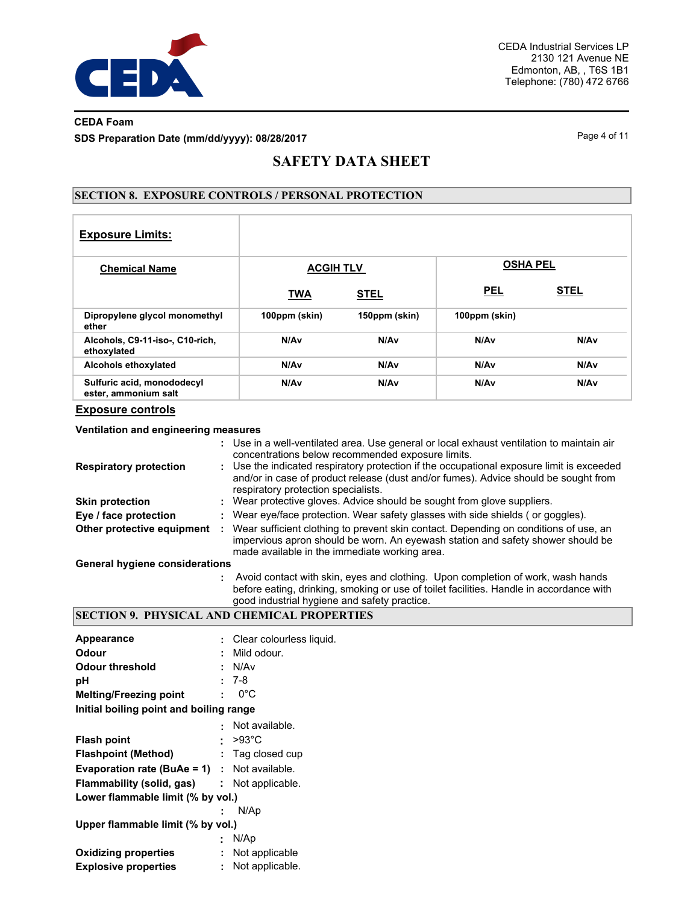# SAFETY DATA SHEET

## SECTION 8. EXPOSURE CONTROLS / PERSONAL PROTECTION

**Exposure Limits:**

| Chemical Name | ACGIH TLV | | OSHA PEL | |
|---|---|---|---|---|
| | TWA | STEL | PEL | STEL |
| Dipropylene glycol monomethyl ether | 100ppm (skin) | 150ppm (skin) | 100ppm (skin) | |
| Alcohols, C9-11-iso-, C10-rich, ethoxylated | N/Av | N/Av | N/Av | N/Av |
| Alcohols ethoxylated | N/Av | N/Av | N/Av | N/Av |
| Sulfuric acid, monododecyl ester, ammonium salt | N/Av | N/Av | N/Av | N/Av |

### Exposure controls

**Ventilation and engineering measures**
: Use in a well-ventilated area. Use general or local exhaust ventilation to maintain air concentrations below recommended exposure limits.

**Respiratory protection** : Use the indicated respiratory protection if the occupational exposure limit is exceeded and/or in case of product release (dust and/or fumes). Advice should be sought from respiratory protection specialists.

**Skin protection** : Wear protective gloves. Advice should be sought from glove suppliers.

**Eye / face protection** : Wear eye/face protection. Wear safety glasses with side shields ( or goggles).

**Other protective equipment** : Wear sufficient clothing to prevent skin contact. Depending on conditions of use, an impervious apron should be worn. An eyewash station and safety shower should be made available in the immediate working area.

**General hygiene considerations**
: Avoid contact with skin, eyes and clothing. Upon completion of work, wash hands before eating, drinking, smoking or use of toilet facilities. Handle in accordance with good industrial hygiene and safety practice.

## SECTION 9. PHYSICAL AND CHEMICAL PROPERTIES

**Appearance** : Clear colourless liquid.
**Odour** : Mild odour.
**Odour threshold** : N/Av
**pH** : 7-8
**Melting/Freezing point** : 0°C
**Initial boiling point and boiling range**
: Not available.
**Flash point** : >93°C
**Flashpoint (Method)** : Tag closed cup
**Evaporation rate (BuAe = 1)** : Not available.
**Flammability (solid, gas)** : Not applicable.
**Lower flammable limit (% by vol.)**
: N/Ap
**Upper flammable limit (% by vol.)**
: N/Ap
**Oxidizing properties** : Not applicable
**Explosive properties** : Not applicable.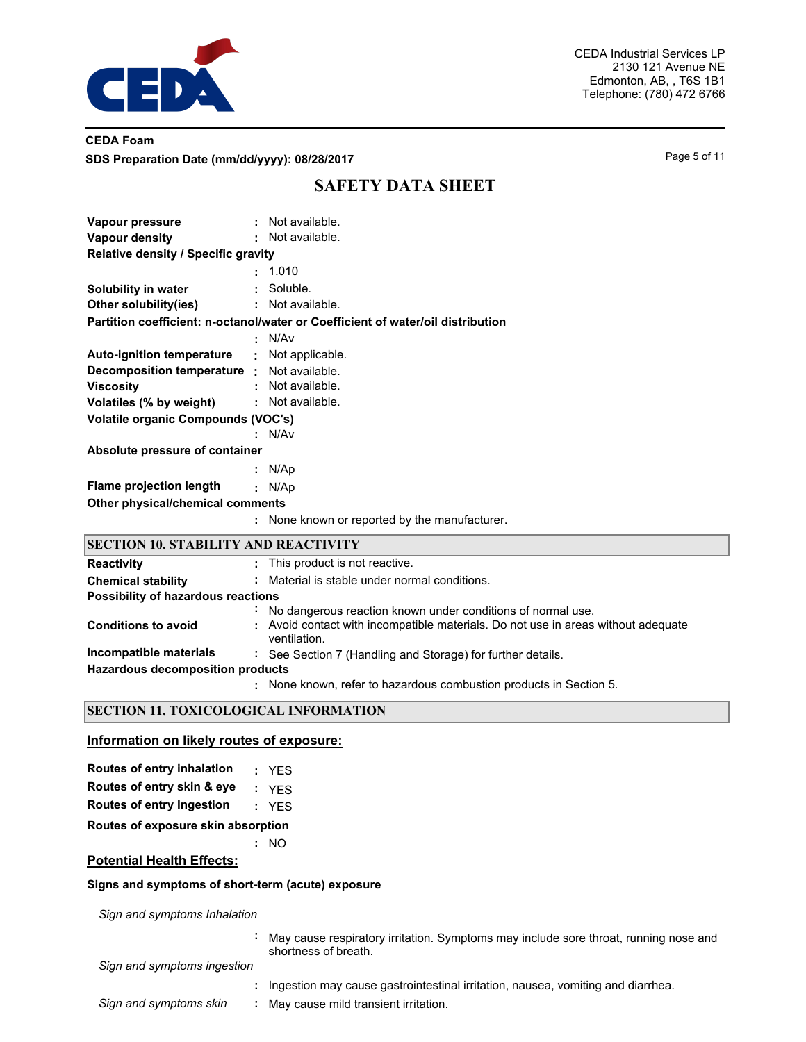**Vapour pressure** : Not available.
**Vapour density** : Not available.
**Relative density / Specific gravity** : 1.010
**Solubility in water** : Soluble.
**Other solubility(ies)** : Not available.
**Partition coefficient: n-octanol/water or Coefficient of water/oil distribution** : N/Av
**Auto-ignition temperature** : Not applicable.
**Decomposition temperature** : Not available.
**Viscosity** : Not available.
**Volatiles (% by weight)** : Not available.
**Volatile organic Compounds (VOC's)** : N/Av
**Absolute pressure of container** : N/Ap
**Flame projection length** : N/Ap
**Other physical/chemical comments** : None known or reported by the manufacturer.

## SECTION 10. STABILITY AND REACTIVITY

**Reactivity** : This product is not reactive.
**Chemical stability** : Material is stable under normal conditions.
**Possibility of hazardous reactions** : No dangerous reaction known under conditions of normal use.
**Conditions to avoid** : Avoid contact with incompatible materials. Do not use in areas without adequate ventilation.
**Incompatible materials** : See Section 7 (Handling and Storage) for further details.
**Hazardous decomposition products** : None known, refer to hazardous combustion products in Section 5.

## SECTION 11. TOXICOLOGICAL INFORMATION

### Information on likely routes of exposure:

**Routes of entry inhalation** : YES
**Routes of entry skin & eye** : YES
**Routes of entry Ingestion** : YES
**Routes of exposure skin absorption** : NO

### Potential Health Effects:

**Signs and symptoms of short-term (acute) exposure**

*Sign and symptoms Inhalation* : May cause respiratory irritation. Symptoms may include sore throat, running nose and shortness of breath.

*Sign and symptoms ingestion* : Ingestion may cause gastrointestinal irritation, nausea, vomiting and diarrhea.

*Sign and symptoms skin* : May cause mild transient irritation.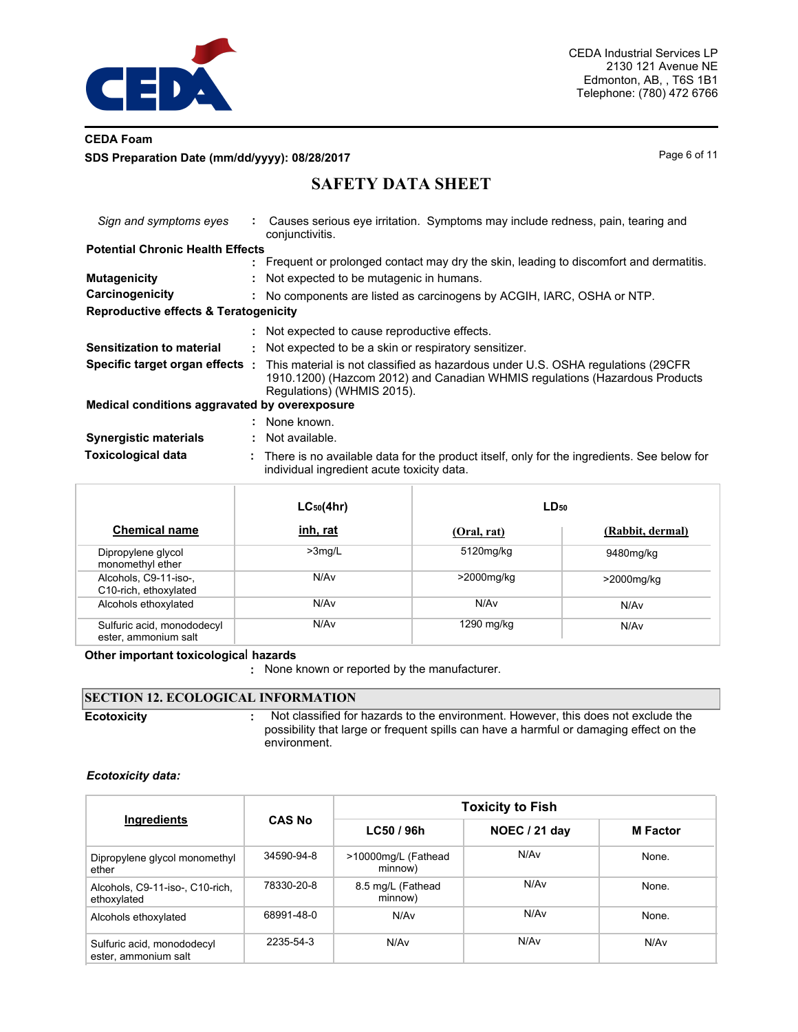| | | |
|---|---|---|
| *Sign and symptoms eyes* | : | Causes serious eye irritation. Symptoms may include redness, pain, tearing and conjunctivitis. |

**Potential Chronic Health Effects**

: Frequent or prolonged contact may dry the skin, leading to discomfort and dermatitis.

| | | |
|---|---|---|
| **Mutagenicity** | : | Not expected to be mutagenic in humans. |
| **Carcinogenicity** | : | No components are listed as carcinogens by ACGIH, IARC, OSHA or NTP. |

**Reproductive effects & Teratogenicity**

: Not expected to cause reproductive effects.

| | | |
|---|---|---|
| **Sensitization to material** | : | Not expected to be a skin or respiratory sensitizer. |
| **Specific target organ effects** | : | This material is not classified as hazardous under U.S. OSHA regulations (29CFR 1910.1200) (Hazcom 2012) and Canadian WHMIS regulations (Hazardous Products Regulations) (WHMIS 2015). |

**Medical conditions aggravated by overexposure**

: None known.

| | | |
|---|---|---|
| **Synergistic materials** | : | Not available. |
| **Toxicological data** | : | There is no available data for the product itself, only for the ingredients. See below for individual ingredient acute toxicity data. |

| | $LC_{50}$(4hr) | $LD_{50}$ | |
|---|---|---|---|
| **Chemical name** | **inh, rat** | **(Oral, rat)** | **(Rabbit, dermal)** |
| Dipropylene glycol monomethyl ether | >3mg/L | 5120mg/kg | 9480mg/kg |
| Alcohols, C9-11-iso-, C10-rich, ethoxylated | N/Av | >2000mg/kg | >2000mg/kg |
| Alcohols ethoxylated | N/Av | N/Av | N/Av |
| Sulfuric acid, monododecyl ester, ammonium salt | N/Av | 1290 mg/kg | N/Av |

**Other important toxicological hazards**

: None known or reported by the manufacturer.

## SECTION 12. ECOLOGICAL INFORMATION

| | | |
|---|---|---|
| **Ecotoxicity** | : | Not classified for hazards to the environment. However, this does not exclude the possibility that large or frequent spills can have a harmful or damaging effect on the environment. |

***Ecotoxicity data:***

| Ingredients | CAS No | Toxicity to Fish | | |
|---|---|---|---|---|
| | | **LC50 / 96h** | **NOEC / 21 day** | **M Factor** |
| Dipropylene glycol monomethyl ether | 34590-94-8 | >10000mg/L (Fathead minnow) | N/Av | None. |
| Alcohols, C9-11-iso-, C10-rich, ethoxylated | 78330-20-8 | 8.5 mg/L (Fathead minnow) | N/Av | None. |
| Alcohols ethoxylated | 68991-48-0 | N/Av | N/Av | None. |
| Sulfuric acid, monododecyl ester, ammonium salt | 2235-54-3 | N/Av | N/Av | N/Av |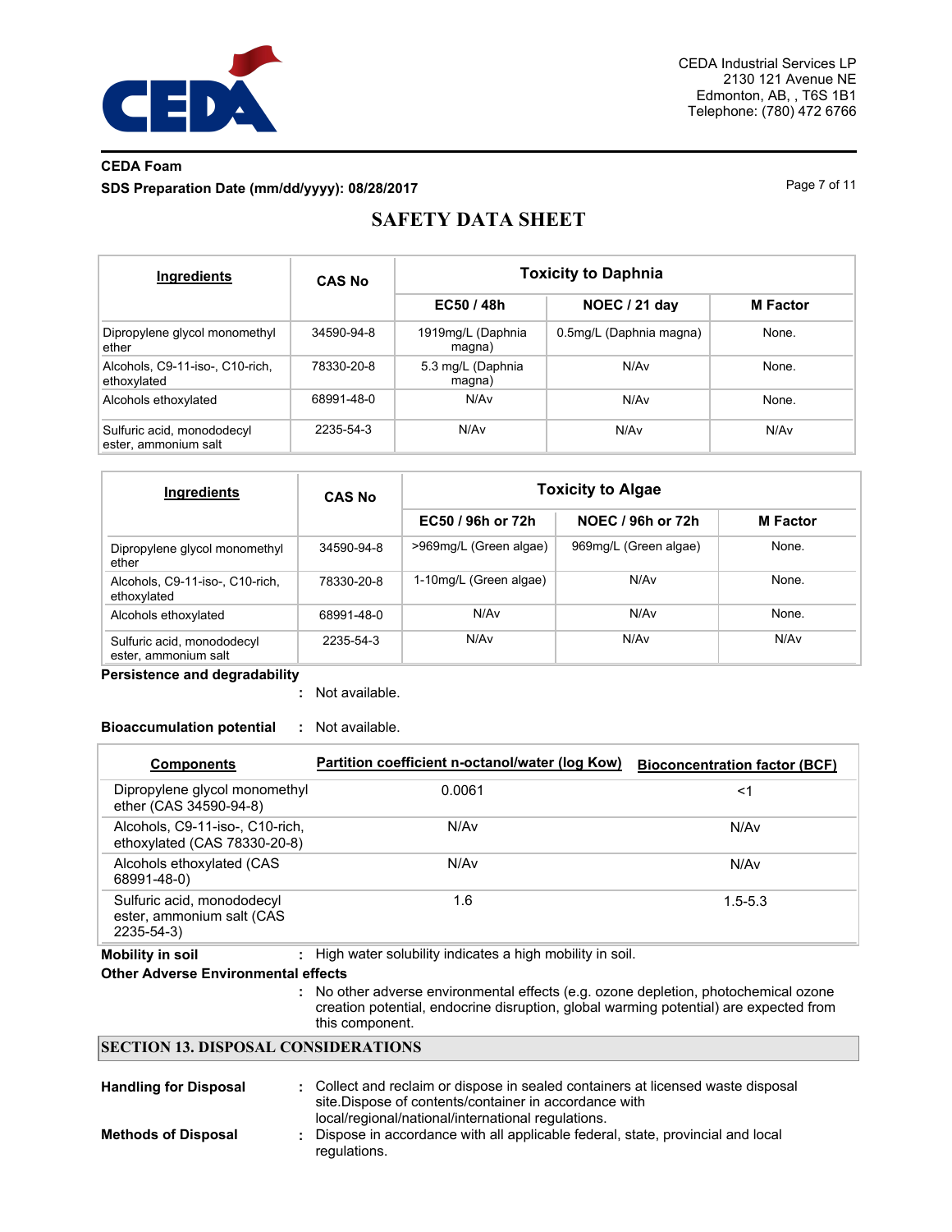| Ingredients | CAS No | Toxicity to Daphnia | | |
|---|---|---|---|---|
| | | EC50 / 48h | NOEC / 21 day | M Factor |
| Dipropylene glycol monomethyl ether | 34590-94-8 | 1919mg/L (Daphnia magna) | 0.5mg/L (Daphnia magna) | None. |
| Alcohols, C9-11-iso-, C10-rich, ethoxylated | 78330-20-8 | 5.3 mg/L (Daphnia magna) | N/Av | None. |
| Alcohols ethoxylated | 68991-48-0 | N/Av | N/Av | None. |
| Sulfuric acid, monododecyl ester, ammonium salt | 2235-54-3 | N/Av | N/Av | N/Av |

| Ingredients | CAS No | Toxicity to Algae | | |
|---|---|---|---|---|
| | | EC50 / 96h or 72h | NOEC / 96h or 72h | M Factor |
| Dipropylene glycol monomethyl ether | 34590-94-8 | >969mg/L (Green algae) | 969mg/L (Green algae) | None. |
| Alcohols, C9-11-iso-, C10-rich, ethoxylated | 78330-20-8 | 1-10mg/L (Green algae) | N/Av | None. |
| Alcohols ethoxylated | 68991-48-0 | N/Av | N/Av | None. |
| Sulfuric acid, monododecyl ester, ammonium salt | 2235-54-3 | N/Av | N/Av | N/Av |

**Persistence and degradability** : Not available.

**Bioaccumulation potential** : Not available.

| Components | Partition coefficient n-octanol/water (log Kow) | Bioconcentration factor (BCF) |
|---|---|---|
| Dipropylene glycol monomethyl ether (CAS 34590-94-8) | 0.0061 | <1 |
| Alcohols, C9-11-iso-, C10-rich, ethoxylated (CAS 78330-20-8) | N/Av | N/Av |
| Alcohols ethoxylated (CAS 68991-48-0) | N/Av | N/Av |
| Sulfuric acid, monododecyl ester, ammonium salt (CAS 2235-54-3) | 1.6 | 1.5-5.3 |

**Mobility in soil** : High water solubility indicates a high mobility in soil.

**Other Adverse Environmental effects**

: No other adverse environmental effects (e.g. ozone depletion, photochemical ozone creation potential, endocrine disruption, global warming potential) are expected from this component.

## SECTION 13. DISPOSAL CONSIDERATIONS

**Handling for Disposal** : Collect and reclaim or dispose in sealed containers at licensed waste disposal site.Dispose of contents/container in accordance with local/regional/national/international regulations.

**Methods of Disposal** : Dispose in accordance with all applicable federal, state, provincial and local regulations.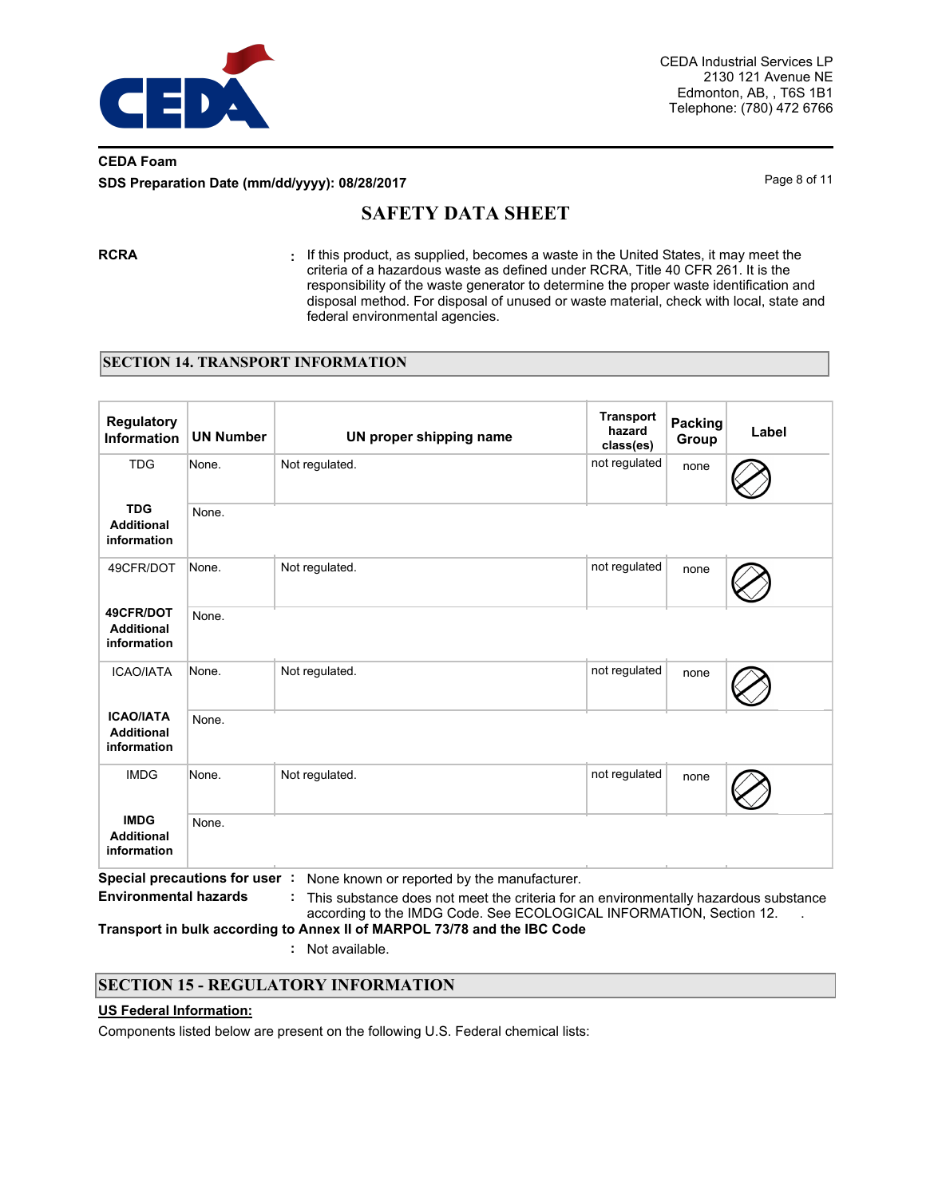**RCRA** : If this product, as supplied, becomes a waste in the United States, it may meet the criteria of a hazardous waste as defined under RCRA, Title 40 CFR 261. It is the responsibility of the waste generator to determine the proper waste identification and disposal method. For disposal of unused or waste material, check with local, state and federal environmental agencies.

## SECTION 14. TRANSPORT INFORMATION

| Regulatory Information | UN Number | UN proper shipping name | Transport hazard class(es) | Packing Group | Label |
|---|---|---|---|---|---|
| TDG | None. | Not regulated. | not regulated | none | |
| **TDG Additional information** | None. | | | | |
| 49CFR/DOT | None. | Not regulated. | not regulated | none | |
| **49CFR/DOT Additional information** | None. | | | | |
| ICAO/IATA | None. | Not regulated. | not regulated | none | |
| **ICAO/IATA Additional information** | None. | | | | |
| IMDG | None. | Not regulated. | not regulated | none | |
| **IMDG Additional information** | None. | | | | |

**Special precautions for user** : None known or reported by the manufacturer.

**Environmental hazards** : This substance does not meet the criteria for an environmentally hazardous substance according to the IMDG Code. See ECOLOGICAL INFORMATION, Section 12.

**Transport in bulk according to Annex II of MARPOL 73/78 and the IBC Code**

: Not available.

## SECTION 15 - REGULATORY INFORMATION

**US Federal Information:**

Components listed below are present on the following U.S. Federal chemical lists: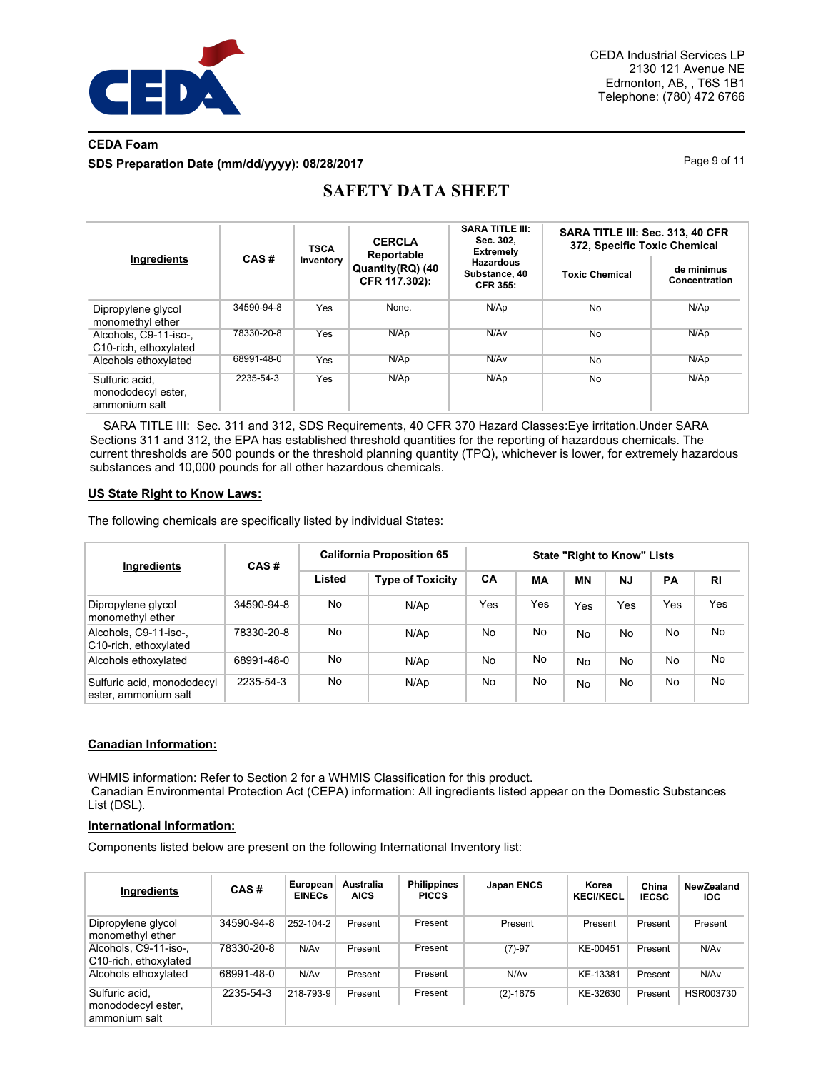# SAFETY DATA SHEET

| Ingredients | CAS # | TSCA Inventory | CERCLA Reportable Quantity(RQ) (40 CFR 117.302): | SARA TITLE III: Sec. 302, Extremely Hazardous Substance, 40 CFR 355: | SARA TITLE III: Sec. 313, 40 CFR 372, Specific Toxic Chemical | |
|---|---|---|---|---|---|---|
| | | | | | Toxic Chemical | de minimus Concentration |
| Dipropylene glycol monomethyl ether | 34590-94-8 | Yes | None. | N/Ap | No | N/Ap |
| Alcohols, C9-11-iso-, C10-rich, ethoxylated | 78330-20-8 | Yes | N/Ap | N/Av | No | N/Ap |
| Alcohols ethoxylated | 68991-48-0 | Yes | N/Ap | N/Av | No | N/Ap |
| Sulfuric acid, monododecyl ester, ammonium salt | 2235-54-3 | Yes | N/Ap | N/Ap | No | N/Ap |

SARA TITLE III: Sec. 311 and 312, SDS Requirements, 40 CFR 370 Hazard Classes:Eye irritation.Under SARA Sections 311 and 312, the EPA has established threshold quantities for the reporting of hazardous chemicals. The current thresholds are 500 pounds or the threshold planning quantity (TPQ), whichever is lower, for extremely hazardous substances and 10,000 pounds for all other hazardous chemicals.

**US State Right to Know Laws:**

The following chemicals are specifically listed by individual States:

| Ingredients | CAS # | California Proposition 65 | | State "Right to Know" Lists | | | | | |
|---|---|---|---|---|---|---|---|---|---|
| | | Listed | Type of Toxicity | CA | MA | MN | NJ | PA | RI |
| Dipropylene glycol monomethyl ether | 34590-94-8 | No | N/Ap | Yes | Yes | Yes | Yes | Yes | Yes |
| Alcohols, C9-11-iso-, C10-rich, ethoxylated | 78330-20-8 | No | N/Ap | No | No | No | No | No | No |
| Alcohols ethoxylated | 68991-48-0 | No | N/Ap | No | No | No | No | No | No |
| Sulfuric acid, monododecyl ester, ammonium salt | 2235-54-3 | No | N/Ap | No | No | No | No | No | No |

**Canadian Information:**

WHMIS information: Refer to Section 2 for a WHMIS Classification for this product.
Canadian Environmental Protection Act (CEPA) information: All ingredients listed appear on the Domestic Substances List (DSL).

**International Information:**

Components listed below are present on the following International Inventory list:

| Ingredients | CAS # | European EINECs | Australia AICS | Philippines PICCS | Japan ENCS | Korea KECI/KECL | China IECSC | NewZealand IOC |
|---|---|---|---|---|---|---|---|---|
| Dipropylene glycol monomethyl ether | 34590-94-8 | 252-104-2 | Present | Present | Present | Present | Present | Present |
| Alcohols, C9-11-iso-, C10-rich, ethoxylated | 78330-20-8 | N/Av | Present | Present | (7)-97 | KE-00451 | Present | N/Av |
| Alcohols ethoxylated | 68991-48-0 | N/Av | Present | Present | N/Av | KE-13381 | Present | N/Av |
| Sulfuric acid, monododecyl ester, ammonium salt | 2235-54-3 | 218-793-9 | Present | Present | (2)-1675 | KE-32630 | Present | HSR003730 |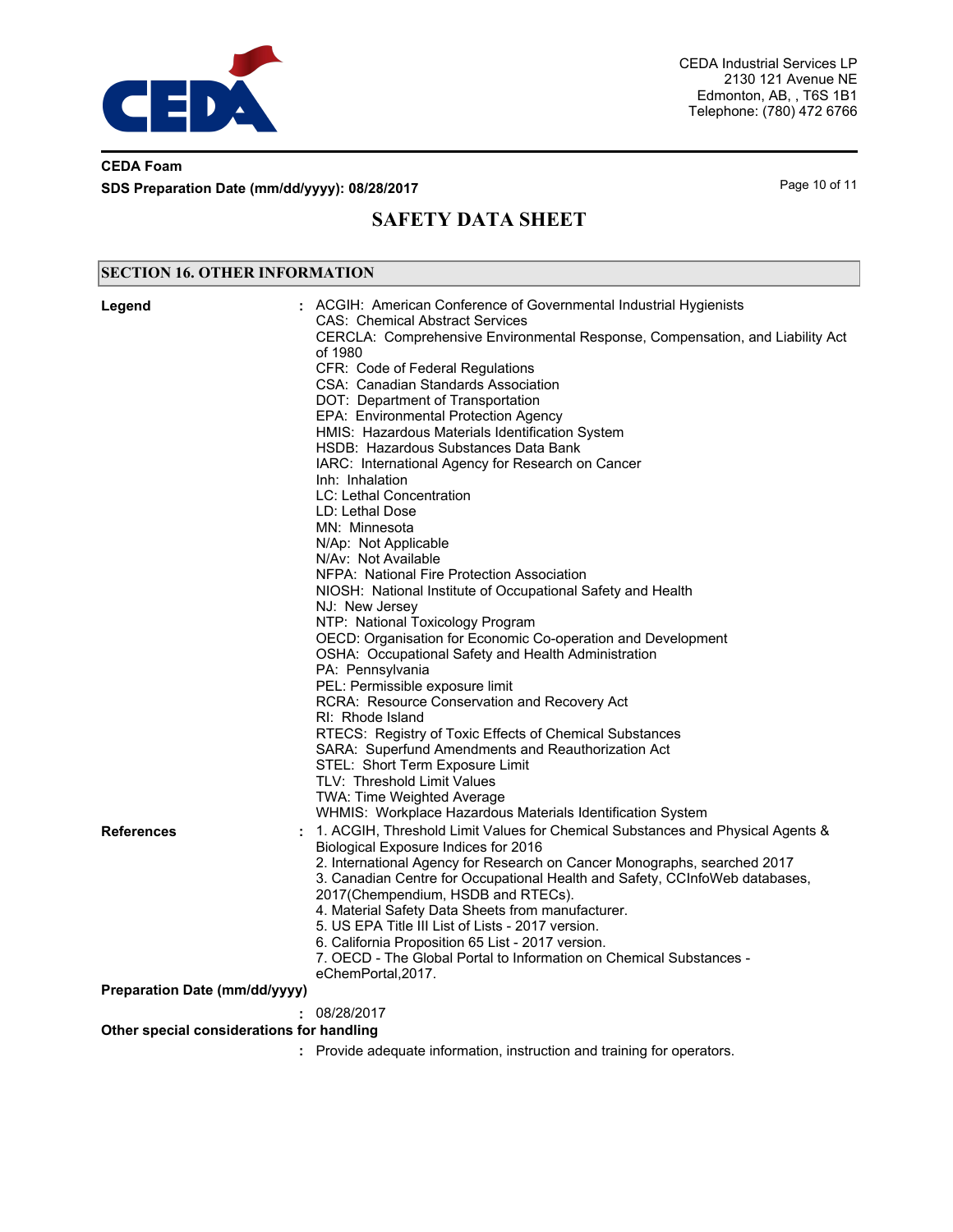## SECTION 16. OTHER INFORMATION

**Legend** : ACGIH: American Conference of Governmental Industrial Hygienists
CAS: Chemical Abstract Services
CERCLA: Comprehensive Environmental Response, Compensation, and Liability Act of 1980
CFR: Code of Federal Regulations
CSA: Canadian Standards Association
DOT: Department of Transportation
EPA: Environmental Protection Agency
HMIS: Hazardous Materials Identification System
HSDB: Hazardous Substances Data Bank
IARC: International Agency for Research on Cancer
Inh: Inhalation
LC: Lethal Concentration
LD: Lethal Dose
MN: Minnesota
N/Ap: Not Applicable
N/Av: Not Available
NFPA: National Fire Protection Association
NIOSH: National Institute of Occupational Safety and Health
NJ: New Jersey
NTP: National Toxicology Program
OECD: Organisation for Economic Co-operation and Development
OSHA: Occupational Safety and Health Administration
PA: Pennsylvania
PEL: Permissible exposure limit
RCRA: Resource Conservation and Recovery Act
RI: Rhode Island
RTECS: Registry of Toxic Effects of Chemical Substances
SARA: Superfund Amendments and Reauthorization Act
STEL: Short Term Exposure Limit
TLV: Threshold Limit Values
TWA: Time Weighted Average
WHMIS: Workplace Hazardous Materials Identification System

**References** : 1. ACGIH, Threshold Limit Values for Chemical Substances and Physical Agents & Biological Exposure Indices for 2016
2. International Agency for Research on Cancer Monographs, searched 2017
3. Canadian Centre for Occupational Health and Safety, CCInfoWeb databases, 2017(Chempendium, HSDB and RTECs).
4. Material Safety Data Sheets from manufacturer.
5. US EPA Title III List of Lists - 2017 version.
6. California Proposition 65 List - 2017 version.
7. OECD - The Global Portal to Information on Chemical Substances - eChemPortal,2017.

**Preparation Date (mm/dd/yyyy)** : 08/28/2017

**Other special considerations for handling** : Provide adequate information, instruction and training for operators.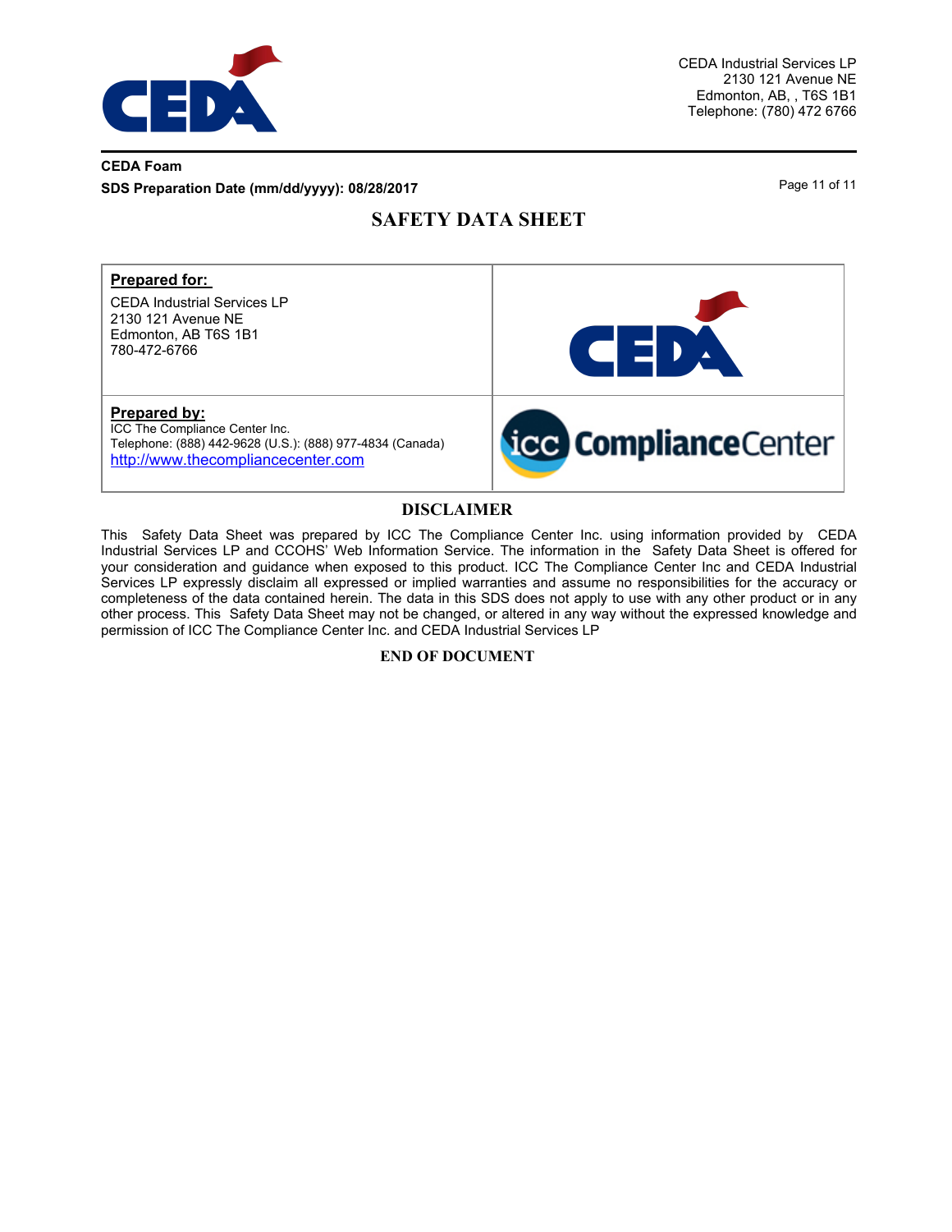# SAFETY DATA SHEET

| | |
|---|---|
| **Prepared for:**<br>CEDA Industrial Services LP<br>2130 121 Avenue NE<br>Edmonton, AB T6S 1B1<br>780-472-6766 | |
| **Prepared by:**<br>ICC The Compliance Center Inc.<br>Telephone: (888) 442-9628 (U.S.): (888) 977-4834 (Canada)<br>http://www.thecompliancecenter.com | |

## DISCLAIMER

This Safety Data Sheet was prepared by ICC The Compliance Center Inc. using information provided by CEDA Industrial Services LP and CCOHS' Web Information Service. The information in the Safety Data Sheet is offered for your consideration and guidance when exposed to this product. ICC The Compliance Center Inc and CEDA Industrial Services LP expressly disclaim all expressed or implied warranties and assume no responsibilities for the accuracy or completeness of the data contained herein. The data in this SDS does not apply to use with any other product or in any other process. This Safety Data Sheet may not be changed, or altered in any way without the expressed knowledge and permission of ICC The Compliance Center Inc. and CEDA Industrial Services LP

**END OF DOCUMENT**